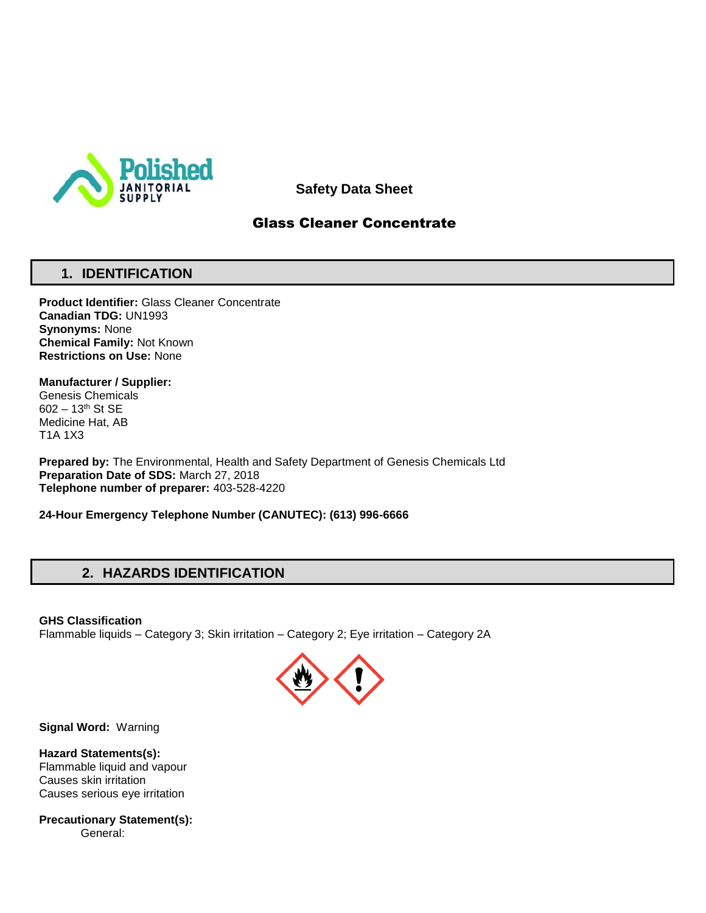Polished JANITORIAL SUPPLY

**Safety Data Sheet**

# Glass Cleaner Concentrate

## 1. IDENTIFICATION

**Product Identifier:** Glass Cleaner Concentrate
**Canadian TDG:** UN1993
**Synonyms:** None
**Chemical Family:** Not Known
**Restrictions on Use:** None

**Manufacturer / Supplier:**
Genesis Chemicals
602 – 13th St SE
Medicine Hat, AB
T1A 1X3

**Prepared by:** The Environmental, Health and Safety Department of Genesis Chemicals Ltd
**Preparation Date of SDS:** March 27, 2018
**Telephone number of preparer:** 403-528-4220

**24-Hour Emergency Telephone Number (CANUTEC): (613) 996-6666**

## 2. HAZARDS IDENTIFICATION

**GHS Classification**
Flammable liquids – Category 3; Skin irritation – Category 2; Eye irritation – Category 2A

**Signal Word:** Warning

**Hazard Statements(s):**
Flammable liquid and vapour
Causes skin irritation
Causes serious eye irritation

**Precautionary Statement(s):**
General: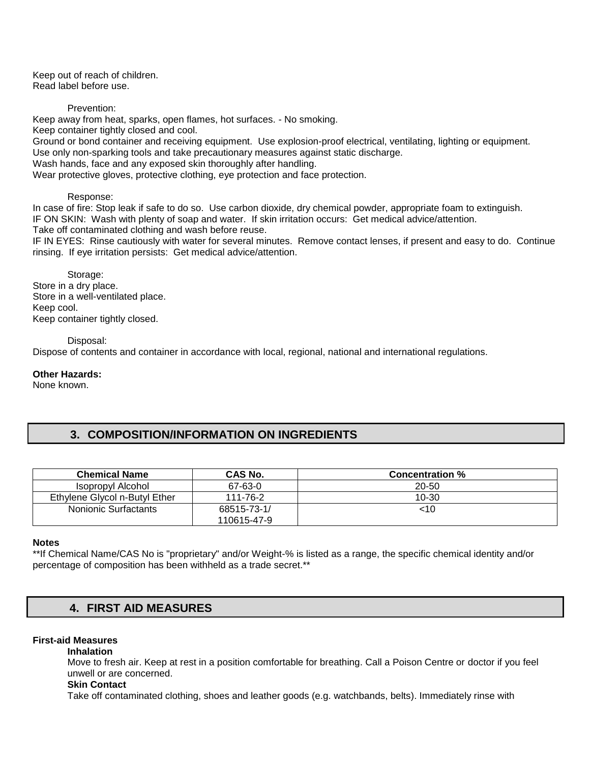Keep out of reach of children.
Read label before use.

Prevention:

Keep away from heat, sparks, open flames, hot surfaces. - No smoking.
Keep container tightly closed and cool.
Ground or bond container and receiving equipment. Use explosion-proof electrical, ventilating, lighting or equipment.
Use only non-sparking tools and take precautionary measures against static discharge.
Wash hands, face and any exposed skin thoroughly after handling.
Wear protective gloves, protective clothing, eye protection and face protection.

Response:

In case of fire: Stop leak if safe to do so. Use carbon dioxide, dry chemical powder, appropriate foam to extinguish.
IF ON SKIN: Wash with plenty of soap and water. If skin irritation occurs: Get medical advice/attention.
Take off contaminated clothing and wash before reuse.
IF IN EYES: Rinse cautiously with water for several minutes. Remove contact lenses, if present and easy to do. Continue rinsing. If eye irritation persists: Get medical advice/attention.

Storage:

Store in a dry place.
Store in a well-ventilated place.
Keep cool.
Keep container tightly closed.

Disposal:

Dispose of contents and container in accordance with local, regional, national and international regulations.

**Other Hazards:**
None known.

## 3. COMPOSITION/INFORMATION ON INGREDIENTS

| Chemical Name | CAS No. | Concentration % |
|---|---|---|
| Isopropyl Alcohol | 67-63-0 | 20-50 |
| Ethylene Glycol n-Butyl Ether | 111-76-2 | 10-30 |
| Nonionic Surfactants | 68515-73-1/ 110615-47-9 | <10 |

**Notes**
**If Chemical Name/CAS No is "proprietary" and/or Weight-% is listed as a range, the specific chemical identity and/or percentage of composition has been withheld as a trade secret.**

## 4. FIRST AID MEASURES

**First-aid Measures**

**Inhalation**
Move to fresh air. Keep at rest in a position comfortable for breathing. Call a Poison Centre or doctor if you feel unwell or are concerned.

**Skin Contact**
Take off contaminated clothing, shoes and leather goods (e.g. watchbands, belts). Immediately rinse with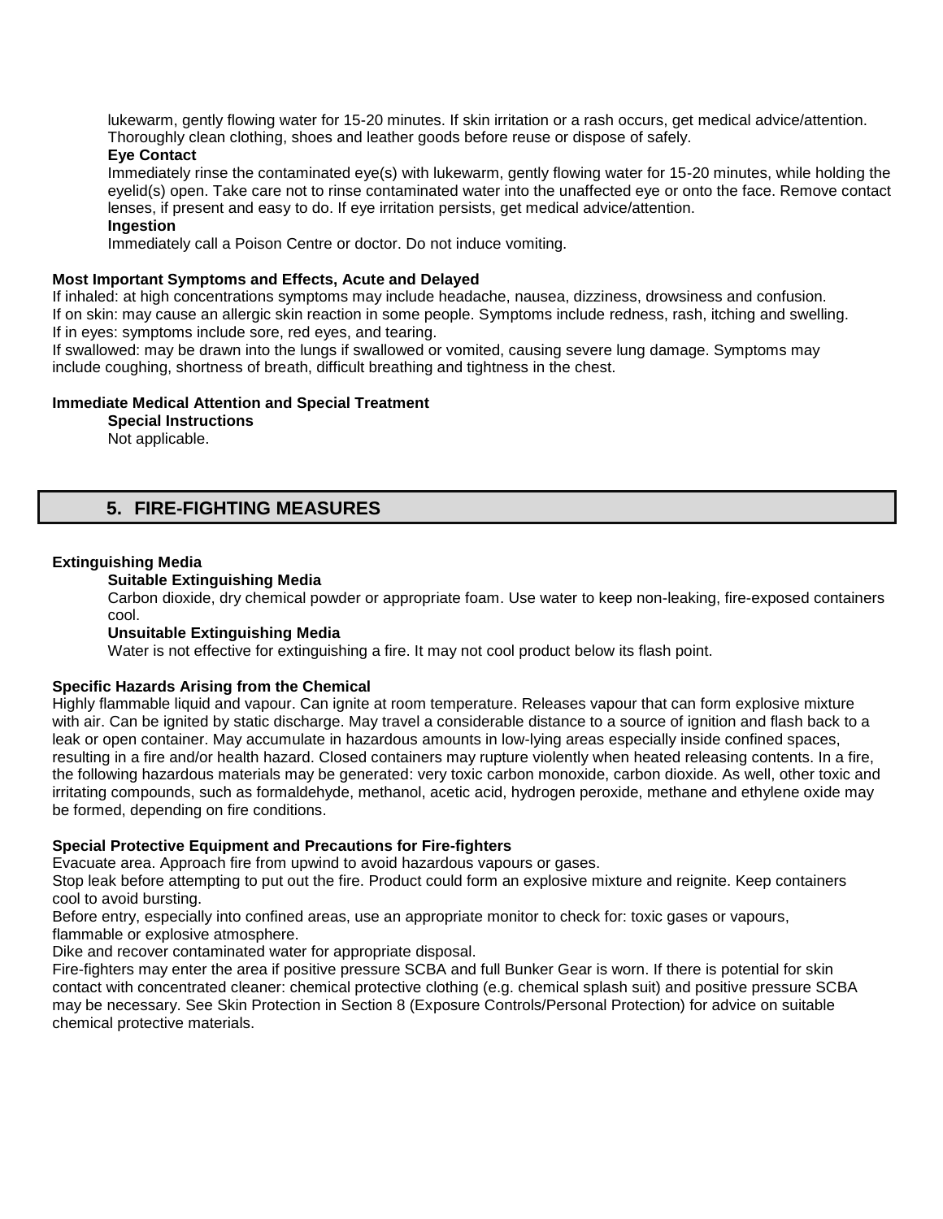lukewarm, gently flowing water for 15-20 minutes. If skin irritation or a rash occurs, get medical advice/attention. Thoroughly clean clothing, shoes and leather goods before reuse or dispose of safely.

**Eye Contact**

Immediately rinse the contaminated eye(s) with lukewarm, gently flowing water for 15-20 minutes, while holding the eyelid(s) open. Take care not to rinse contaminated water into the unaffected eye or onto the face. Remove contact lenses, if present and easy to do. If eye irritation persists, get medical advice/attention.

**Ingestion**

Immediately call a Poison Centre or doctor. Do not induce vomiting.

**Most Important Symptoms and Effects, Acute and Delayed**

If inhaled: at high concentrations symptoms may include headache, nausea, dizziness, drowsiness and confusion.
If on skin: may cause an allergic skin reaction in some people. Symptoms include redness, rash, itching and swelling.
If in eyes: symptoms include sore, red eyes, and tearing.
If swallowed: may be drawn into the lungs if swallowed or vomited, causing severe lung damage. Symptoms may include coughing, shortness of breath, difficult breathing and tightness in the chest.

**Immediate Medical Attention and Special Treatment**

**Special Instructions**

Not applicable.

## 5. FIRE-FIGHTING MEASURES

**Extinguishing Media**

**Suitable Extinguishing Media**

Carbon dioxide, dry chemical powder or appropriate foam. Use water to keep non-leaking, fire-exposed containers cool.

**Unsuitable Extinguishing Media**

Water is not effective for extinguishing a fire. It may not cool product below its flash point.

**Specific Hazards Arising from the Chemical**

Highly flammable liquid and vapour. Can ignite at room temperature. Releases vapour that can form explosive mixture with air. Can be ignited by static discharge. May travel a considerable distance to a source of ignition and flash back to a leak or open container. May accumulate in hazardous amounts in low-lying areas especially inside confined spaces, resulting in a fire and/or health hazard. Closed containers may rupture violently when heated releasing contents. In a fire, the following hazardous materials may be generated: very toxic carbon monoxide, carbon dioxide. As well, other toxic and irritating compounds, such as formaldehyde, methanol, acetic acid, hydrogen peroxide, methane and ethylene oxide may be formed, depending on fire conditions.

**Special Protective Equipment and Precautions for Fire-fighters**

Evacuate area. Approach fire from upwind to avoid hazardous vapours or gases.
Stop leak before attempting to put out the fire. Product could form an explosive mixture and reignite. Keep containers cool to avoid bursting.
Before entry, especially into confined areas, use an appropriate monitor to check for: toxic gases or vapours, flammable or explosive atmosphere.
Dike and recover contaminated water for appropriate disposal.
Fire-fighters may enter the area if positive pressure SCBA and full Bunker Gear is worn. If there is potential for skin contact with concentrated cleaner: chemical protective clothing (e.g. chemical splash suit) and positive pressure SCBA may be necessary. See Skin Protection in Section 8 (Exposure Controls/Personal Protection) for advice on suitable chemical protective materials.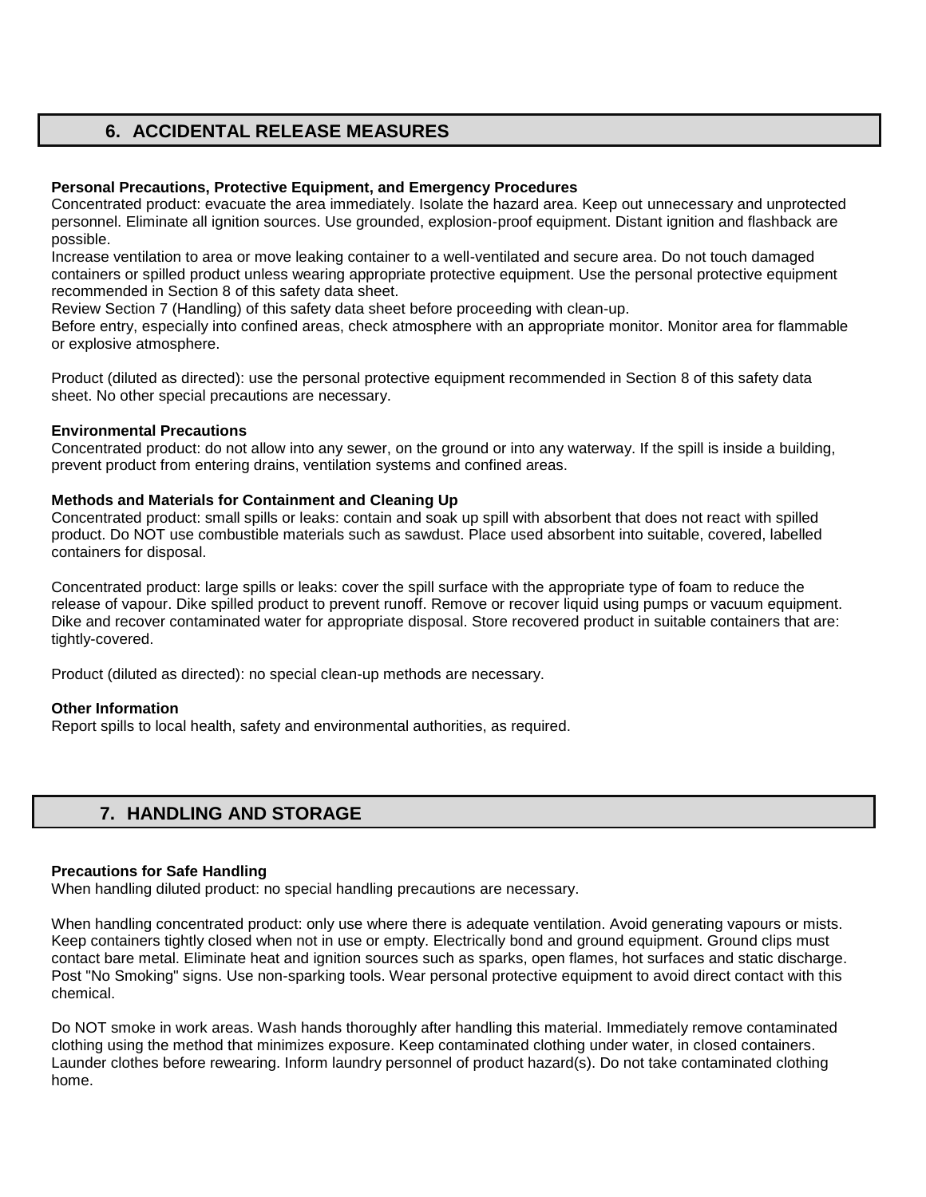## 6. ACCIDENTAL RELEASE MEASURES

**Personal Precautions, Protective Equipment, and Emergency Procedures**

Concentrated product: evacuate the area immediately. Isolate the hazard area. Keep out unnecessary and unprotected personnel. Eliminate all ignition sources. Use grounded, explosion-proof equipment. Distant ignition and flashback are possible.

Increase ventilation to area or move leaking container to a well-ventilated and secure area. Do not touch damaged containers or spilled product unless wearing appropriate protective equipment. Use the personal protective equipment recommended in Section 8 of this safety data sheet.

Review Section 7 (Handling) of this safety data sheet before proceeding with clean-up.

Before entry, especially into confined areas, check atmosphere with an appropriate monitor. Monitor area for flammable or explosive atmosphere.

Product (diluted as directed): use the personal protective equipment recommended in Section 8 of this safety data sheet. No other special precautions are necessary.

**Environmental Precautions**

Concentrated product: do not allow into any sewer, on the ground or into any waterway. If the spill is inside a building, prevent product from entering drains, ventilation systems and confined areas.

**Methods and Materials for Containment and Cleaning Up**

Concentrated product: small spills or leaks: contain and soak up spill with absorbent that does not react with spilled product. Do NOT use combustible materials such as sawdust. Place used absorbent into suitable, covered, labelled containers for disposal.

Concentrated product: large spills or leaks: cover the spill surface with the appropriate type of foam to reduce the release of vapour. Dike spilled product to prevent runoff. Remove or recover liquid using pumps or vacuum equipment. Dike and recover contaminated water for appropriate disposal. Store recovered product in suitable containers that are: tightly-covered.

Product (diluted as directed): no special clean-up methods are necessary.

**Other Information**

Report spills to local health, safety and environmental authorities, as required.

## 7. HANDLING AND STORAGE

**Precautions for Safe Handling**

When handling diluted product: no special handling precautions are necessary.

When handling concentrated product: only use where there is adequate ventilation. Avoid generating vapours or mists. Keep containers tightly closed when not in use or empty. Electrically bond and ground equipment. Ground clips must contact bare metal. Eliminate heat and ignition sources such as sparks, open flames, hot surfaces and static discharge. Post "No Smoking" signs. Use non-sparking tools. Wear personal protective equipment to avoid direct contact with this chemical.

Do NOT smoke in work areas. Wash hands thoroughly after handling this material. Immediately remove contaminated clothing using the method that minimizes exposure. Keep contaminated clothing under water, in closed containers. Launder clothes before rewearing. Inform laundry personnel of product hazard(s). Do not take contaminated clothing home.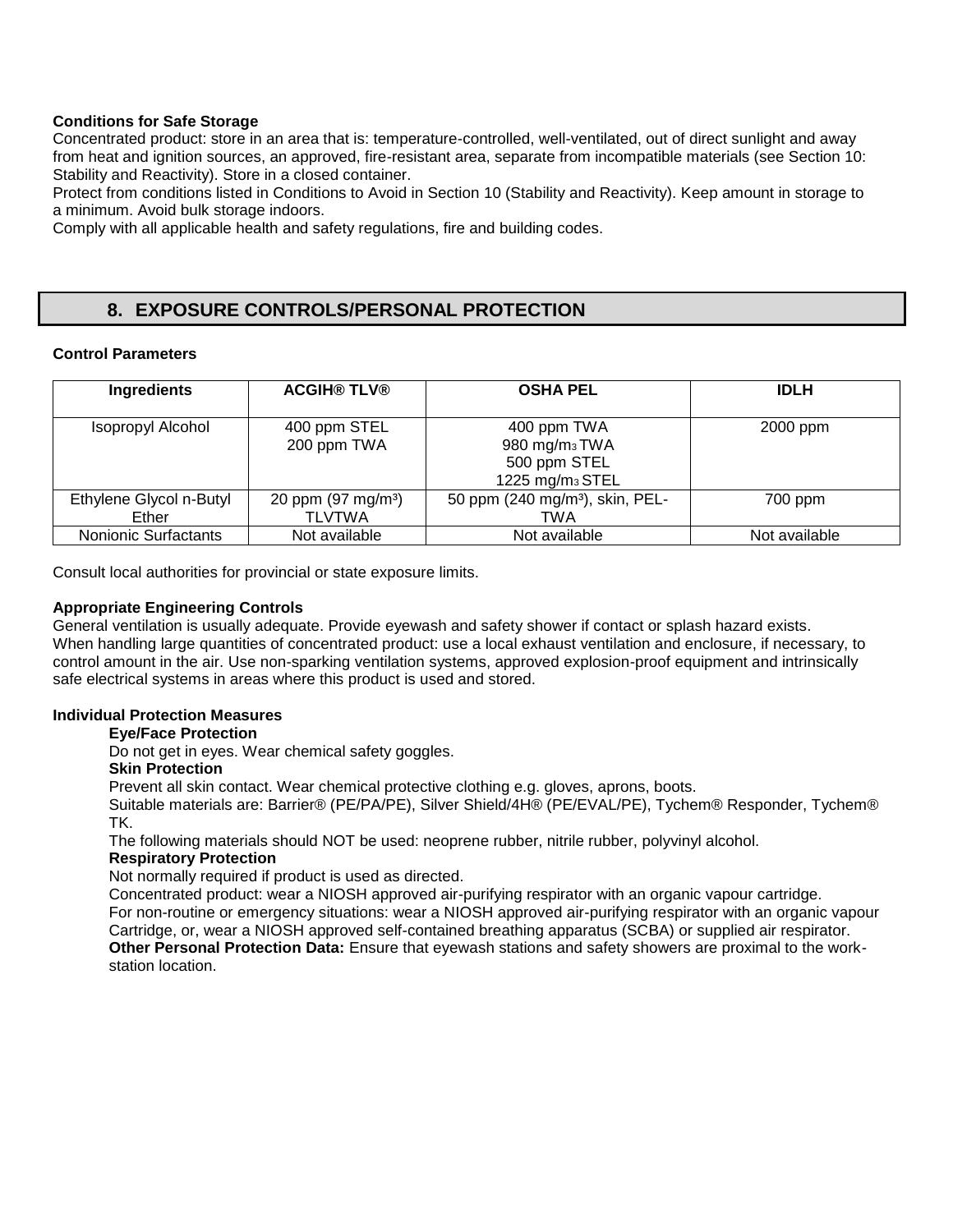**Conditions for Safe Storage**

Concentrated product: store in an area that is: temperature-controlled, well-ventilated, out of direct sunlight and away from heat and ignition sources, an approved, fire-resistant area, separate from incompatible materials (see Section 10: Stability and Reactivity). Store in a closed container.

Protect from conditions listed in Conditions to Avoid in Section 10 (Stability and Reactivity). Keep amount in storage to a minimum. Avoid bulk storage indoors.

Comply with all applicable health and safety regulations, fire and building codes.

## 8. EXPOSURE CONTROLS/PERSONAL PROTECTION

**Control Parameters**

| Ingredients | ACGIH® TLV® | OSHA PEL | IDLH |
|---|---|---|---|
| Isopropyl Alcohol | 400 ppm STEL<br>200 ppm TWA | 400 ppm TWA<br>980 $mg/m^3$ TWA<br>500 ppm STEL<br>1225 $mg/m^3$ STEL | 2000 ppm |
| Ethylene Glycol n-Butyl Ether | 20 ppm (97 $mg/m^3$) TLVTWA | 50 ppm (240 $mg/m^3$), skin, PEL-TWA | 700 ppm |
| Nonionic Surfactants | Not available | Not available | Not available |

Consult local authorities for provincial or state exposure limits.

**Appropriate Engineering Controls**

General ventilation is usually adequate. Provide eyewash and safety shower if contact or splash hazard exists. When handling large quantities of concentrated product: use a local exhaust ventilation and enclosure, if necessary, to control amount in the air. Use non-sparking ventilation systems, approved explosion-proof equipment and intrinsically safe electrical systems in areas where this product is used and stored.

**Individual Protection Measures**

**Eye/Face Protection**

Do not get in eyes. Wear chemical safety goggles.

**Skin Protection**

Prevent all skin contact. Wear chemical protective clothing e.g. gloves, aprons, boots.

Suitable materials are: Barrier® (PE/PA/PE), Silver Shield/4H® (PE/EVAL/PE), Tychem® Responder, Tychem® TK.

The following materials should NOT be used: neoprene rubber, nitrile rubber, polyvinyl alcohol.

**Respiratory Protection**

Not normally required if product is used as directed.

Concentrated product: wear a NIOSH approved air-purifying respirator with an organic vapour cartridge.

For non-routine or emergency situations: wear a NIOSH approved air-purifying respirator with an organic vapour Cartridge, or, wear a NIOSH approved self-contained breathing apparatus (SCBA) or supplied air respirator.

**Other Personal Protection Data:** Ensure that eyewash stations and safety showers are proximal to the work-station location.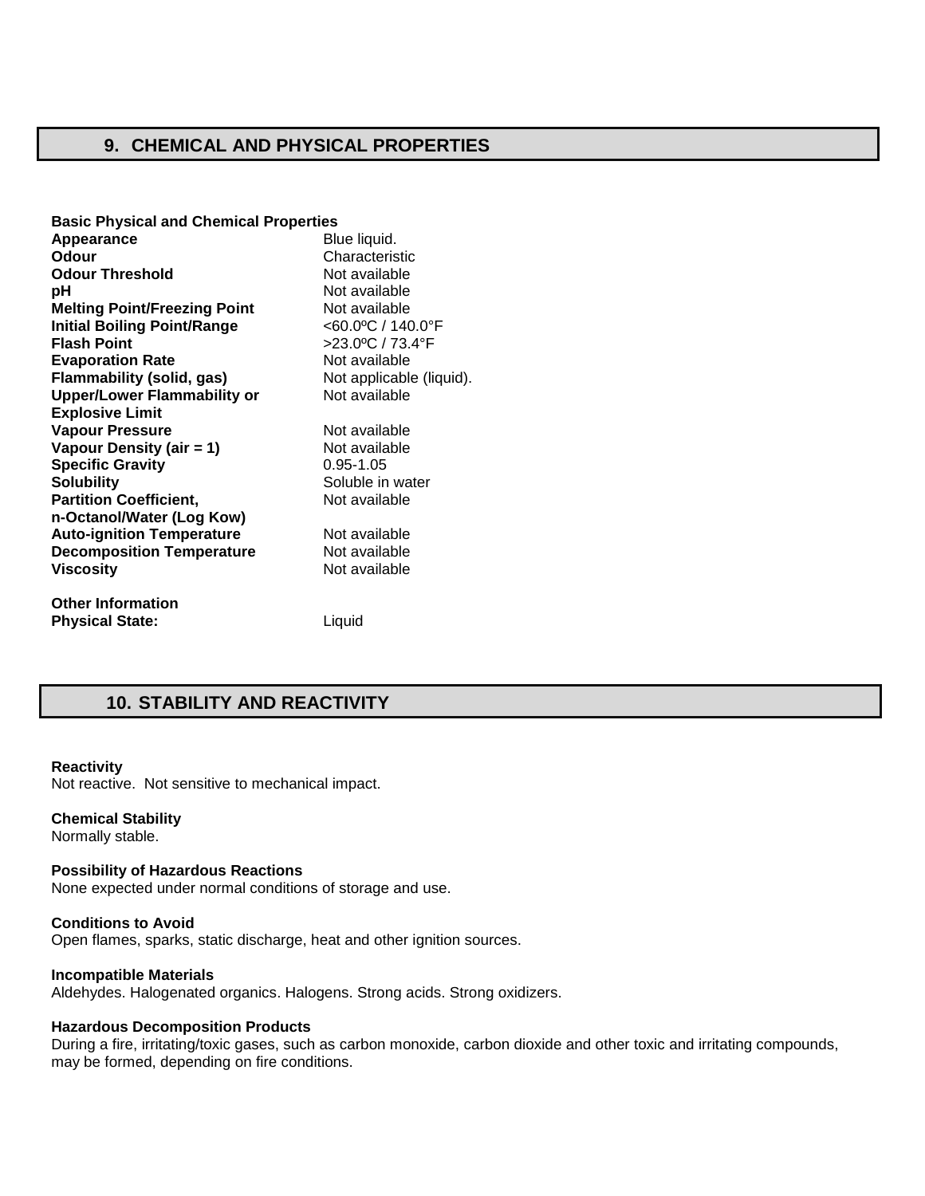## 9. CHEMICAL AND PHYSICAL PROPERTIES

**Basic Physical and Chemical Properties**

| | |
|---|---|
| **Appearance** | Blue liquid. |
| **Odour** | Characteristic |
| **Odour Threshold** | Not available |
| **pH** | Not available |
| **Melting Point/Freezing Point** | Not available |
| **Initial Boiling Point/Range** | <60.0ºC / 140.0°F |
| **Flash Point** | >23.0ºC / 73.4°F |
| **Evaporation Rate** | Not available |
| **Flammability (solid, gas)** | Not applicable (liquid). |
| **Upper/Lower Flammability or Explosive Limit** | Not available |
| **Vapour Pressure** | Not available |
| **Vapour Density (air = 1)** | Not available |
| **Specific Gravity** | 0.95-1.05 |
| **Solubility** | Soluble in water |
| **Partition Coefficient, n-Octanol/Water (Log Kow)** | Not available |
| **Auto-ignition Temperature** | Not available |
| **Decomposition Temperature** | Not available |
| **Viscosity** | Not available |

**Other Information**

| | |
|---|---|
| **Physical State:** | Liquid |

## 10. STABILITY AND REACTIVITY

**Reactivity**
Not reactive. Not sensitive to mechanical impact.

**Chemical Stability**
Normally stable.

**Possibility of Hazardous Reactions**
None expected under normal conditions of storage and use.

**Conditions to Avoid**
Open flames, sparks, static discharge, heat and other ignition sources.

**Incompatible Materials**
Aldehydes. Halogenated organics. Halogens. Strong acids. Strong oxidizers.

**Hazardous Decomposition Products**
During a fire, irritating/toxic gases, such as carbon monoxide, carbon dioxide and other toxic and irritating compounds, may be formed, depending on fire conditions.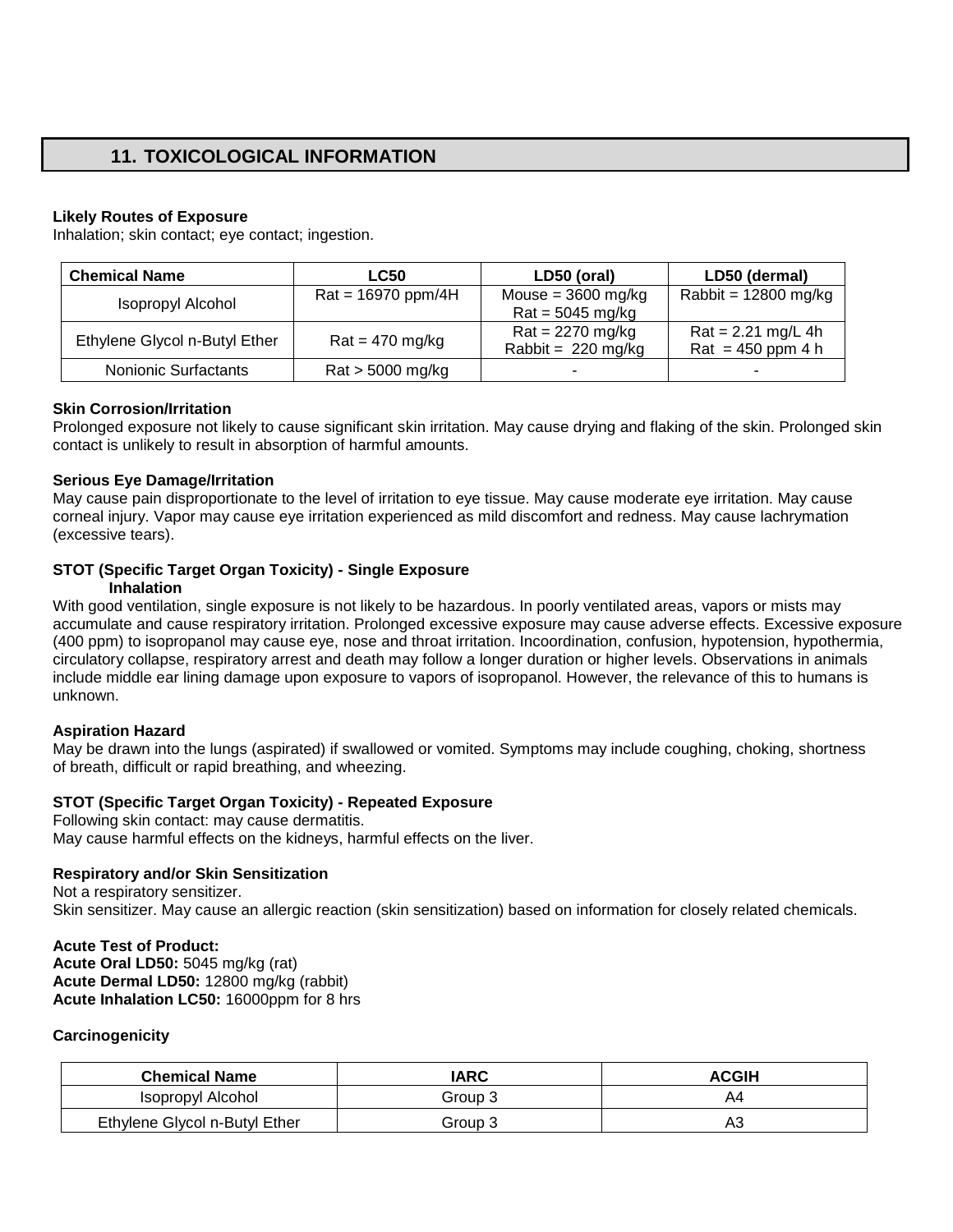## 11. TOXICOLOGICAL INFORMATION

**Likely Routes of Exposure**
Inhalation; skin contact; eye contact; ingestion.

| Chemical Name | LC50 | LD50 (oral) | LD50 (dermal) |
|---|---|---|---|
| Isopropyl Alcohol | Rat = 16970 ppm/4H | Mouse = 3600 mg/kg<br>Rat = 5045 mg/kg | Rabbit = 12800 mg/kg |
| Ethylene Glycol n-Butyl Ether | Rat = 470 mg/kg | Rat = 2270 mg/kg<br>Rabbit = 220 mg/kg | Rat = 2.21 mg/L 4h<br>Rat = 450 ppm 4 h |
| Nonionic Surfactants | Rat > 5000 mg/kg | - | - |

**Skin Corrosion/Irritation**
Prolonged exposure not likely to cause significant skin irritation. May cause drying and flaking of the skin. Prolonged skin contact is unlikely to result in absorption of harmful amounts.

**Serious Eye Damage/Irritation**
May cause pain disproportionate to the level of irritation to eye tissue. May cause moderate eye irritation. May cause corneal injury. Vapor may cause eye irritation experienced as mild discomfort and redness. May cause lachrymation (excessive tears).

**STOT (Specific Target Organ Toxicity) - Single Exposure**
**Inhalation**
With good ventilation, single exposure is not likely to be hazardous. In poorly ventilated areas, vapors or mists may accumulate and cause respiratory irritation. Prolonged excessive exposure may cause adverse effects. Excessive exposure (400 ppm) to isopropanol may cause eye, nose and throat irritation. Incoordination, confusion, hypotension, hypothermia, circulatory collapse, respiratory arrest and death may follow a longer duration or higher levels. Observations in animals include middle ear lining damage upon exposure to vapors of isopropanol. However, the relevance of this to humans is unknown.

**Aspiration Hazard**
May be drawn into the lungs (aspirated) if swallowed or vomited. Symptoms may include coughing, choking, shortness of breath, difficult or rapid breathing, and wheezing.

**STOT (Specific Target Organ Toxicity) - Repeated Exposure**
Following skin contact: may cause dermatitis.
May cause harmful effects on the kidneys, harmful effects on the liver.

**Respiratory and/or Skin Sensitization**
Not a respiratory sensitizer.
Skin sensitizer. May cause an allergic reaction (skin sensitization) based on information for closely related chemicals.

**Acute Test of Product:**
**Acute Oral LD50:** 5045 mg/kg (rat)
**Acute Dermal LD50:** 12800 mg/kg (rabbit)
**Acute Inhalation LC50:** 16000ppm for 8 hrs

**Carcinogenicity**

| Chemical Name | IARC | ACGIH |
|---|---|---|
| Isopropyl Alcohol | Group 3 | A4 |
| Ethylene Glycol n-Butyl Ether | Group 3 | A3 |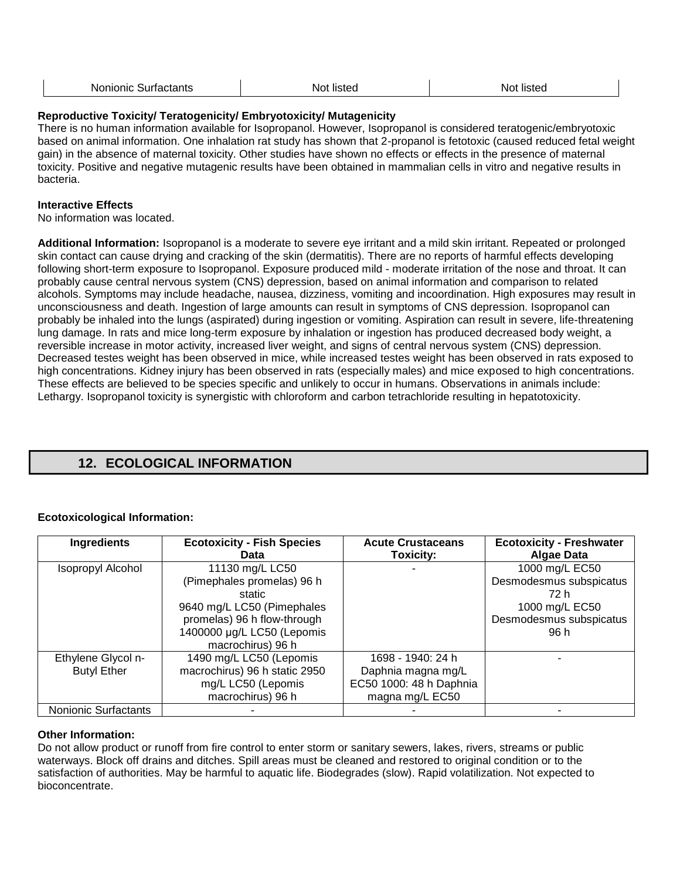| Nonionic Surfactants | Not listed | Not listed |
|---|---|---|

**Reproductive Toxicity/ Teratogenicity/ Embryotoxicity/ Mutagenicity**
There is no human information available for Isopropanol. However, Isopropanol is considered teratogenic/embryotoxic based on animal information. One inhalation rat study has shown that 2-propanol is fetotoxic (caused reduced fetal weight gain) in the absence of maternal toxicity. Other studies have shown no effects or effects in the presence of maternal toxicity. Positive and negative mutagenic results have been obtained in mammalian cells in vitro and negative results in bacteria.

**Interactive Effects**
No information was located.

**Additional Information:** Isopropanol is a moderate to severe eye irritant and a mild skin irritant. Repeated or prolonged skin contact can cause drying and cracking of the skin (dermatitis). There are no reports of harmful effects developing following short-term exposure to Isopropanol. Exposure produced mild - moderate irritation of the nose and throat. It can probably cause central nervous system (CNS) depression, based on animal information and comparison to related alcohols. Symptoms may include headache, nausea, dizziness, vomiting and incoordination. High exposures may result in unconsciousness and death. Ingestion of large amounts can result in symptoms of CNS depression. Isopropanol can probably be inhaled into the lungs (aspirated) during ingestion or vomiting. Aspiration can result in severe, life-threatening lung damage. In rats and mice long-term exposure by inhalation or ingestion has produced decreased body weight, a reversible increase in motor activity, increased liver weight, and signs of central nervous system (CNS) depression. Decreased testes weight has been observed in mice, while increased testes weight has been observed in rats exposed to high concentrations. Kidney injury has been observed in rats (especially males) and mice exposed to high concentrations. These effects are believed to be species specific and unlikely to occur in humans. Observations in animals include: Lethargy. Isopropanol toxicity is synergistic with chloroform and carbon tetrachloride resulting in hepatotoxicity.

## 12. ECOLOGICAL INFORMATION

**Ecotoxicological Information:**

| Ingredients | Ecotoxicity - Fish Species Data | Acute Crustaceans Toxicity: | Ecotoxicity - Freshwater Algae Data |
|---|---|---|---|
| Isopropyl Alcohol | 11130 mg/L LC50 (Pimephales promelas) 96 h static 9640 mg/L LC50 (Pimephales promelas) 96 h flow-through 1400000 µg/L LC50 (Lepomis macrochirus) 96 h | - | 1000 mg/L EC50 Desmodesmus subspicatus 72 h 1000 mg/L EC50 Desmodesmus subspicatus 96 h |
| Ethylene Glycol n-Butyl Ether | 1490 mg/L LC50 (Lepomis macrochirus) 96 h static 2950 mg/L LC50 (Lepomis macrochirus) 96 h | 1698 - 1940: 24 h Daphnia magna mg/L EC50 1000: 48 h Daphnia magna mg/L EC50 | - |
| Nonionic Surfactants | - | - | - |

**Other Information:**
Do not allow product or runoff from fire control to enter storm or sanitary sewers, lakes, rivers, streams or public waterways. Block off drains and ditches. Spill areas must be cleaned and restored to original condition or to the satisfaction of authorities. May be harmful to aquatic life. Biodegrades (slow). Rapid volatilization. Not expected to bioconcentrate.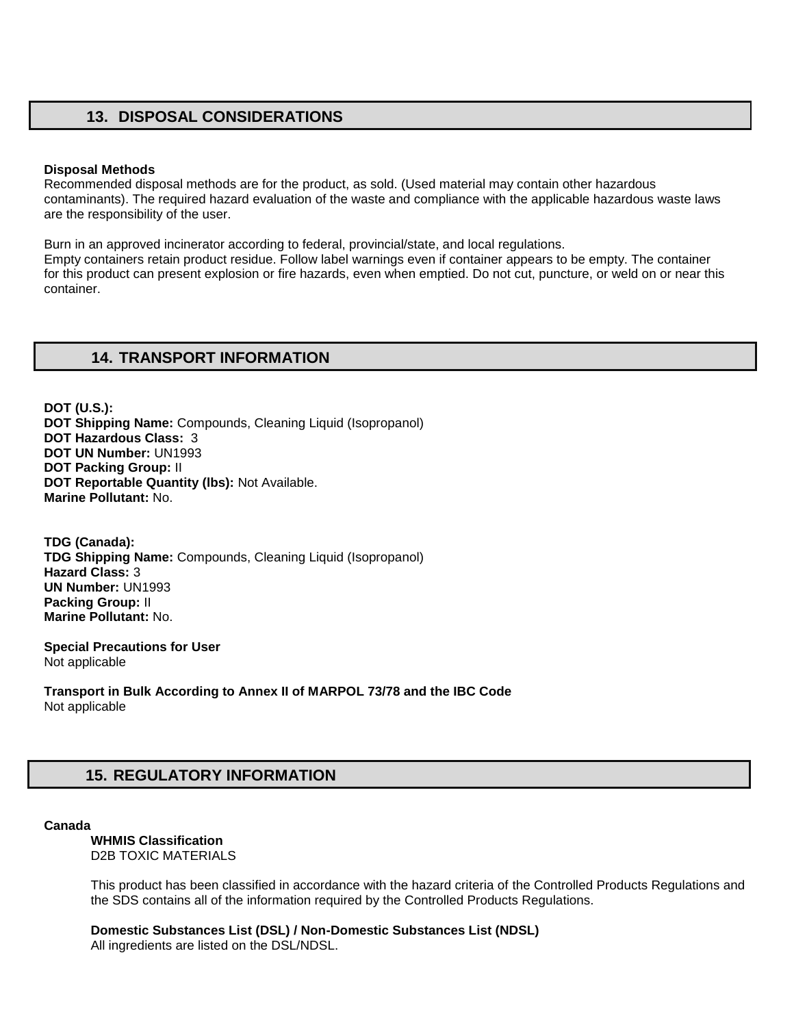## 13. DISPOSAL CONSIDERATIONS

**Disposal Methods**
Recommended disposal methods are for the product, as sold. (Used material may contain other hazardous contaminants). The required hazard evaluation of the waste and compliance with the applicable hazardous waste laws are the responsibility of the user.

Burn in an approved incinerator according to federal, provincial/state, and local regulations.
Empty containers retain product residue. Follow label warnings even if container appears to be empty. The container for this product can present explosion or fire hazards, even when emptied. Do not cut, puncture, or weld on or near this container.

## 14. TRANSPORT INFORMATION

**DOT (U.S.):**
**DOT Shipping Name:** Compounds, Cleaning Liquid (Isopropanol)
**DOT Hazardous Class:** 3
**DOT UN Number:** UN1993
**DOT Packing Group:** II
**DOT Reportable Quantity (lbs):** Not Available.
**Marine Pollutant:** No.

**TDG (Canada):**
**TDG Shipping Name:** Compounds, Cleaning Liquid (Isopropanol)
**Hazard Class:** 3
**UN Number:** UN1993
**Packing Group:** II
**Marine Pollutant:** No.

**Special Precautions for User**
Not applicable

**Transport in Bulk According to Annex II of MARPOL 73/78 and the IBC Code**
Not applicable

## 15. REGULATORY INFORMATION

**Canada**

**WHMIS Classification**
D2B TOXIC MATERIALS

This product has been classified in accordance with the hazard criteria of the Controlled Products Regulations and the SDS contains all of the information required by the Controlled Products Regulations.

**Domestic Substances List (DSL) / Non-Domestic Substances List (NDSL)**
All ingredients are listed on the DSL/NDSL.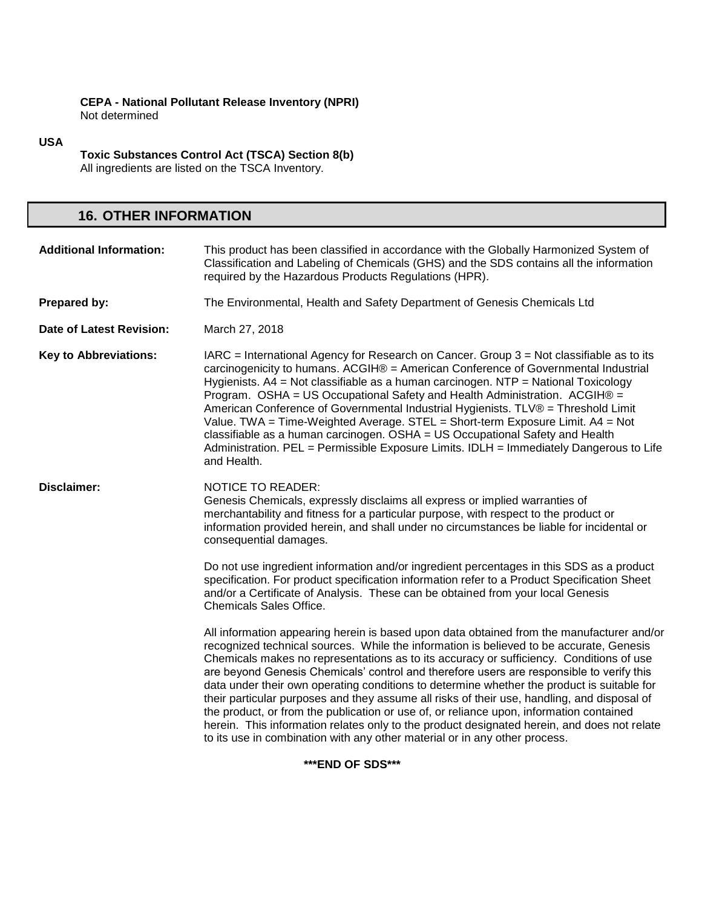**CEPA - National Pollutant Release Inventory (NPRI)**
Not determined

**USA**

**Toxic Substances Control Act (TSCA) Section 8(b)**
All ingredients are listed on the TSCA Inventory.

## 16. OTHER INFORMATION

**Additional Information:** This product has been classified in accordance with the Globally Harmonized System of Classification and Labeling of Chemicals (GHS) and the SDS contains all the information required by the Hazardous Products Regulations (HPR).

**Prepared by:** The Environmental, Health and Safety Department of Genesis Chemicals Ltd

**Date of Latest Revision:** March 27, 2018

**Key to Abbreviations:** IARC = International Agency for Research on Cancer. Group 3 = Not classifiable as to its carcinogenicity to humans. ACGIH® = American Conference of Governmental Industrial Hygienists. A4 = Not classifiable as a human carcinogen. NTP = National Toxicology Program. OSHA = US Occupational Safety and Health Administration. ACGIH® = American Conference of Governmental Industrial Hygienists. TLV® = Threshold Limit Value. TWA = Time-Weighted Average. STEL = Short-term Exposure Limit. A4 = Not classifiable as a human carcinogen. OSHA = US Occupational Safety and Health Administration. PEL = Permissible Exposure Limits. IDLH = Immediately Dangerous to Life and Health.

**Disclaimer:** NOTICE TO READER:
Genesis Chemicals, expressly disclaims all express or implied warranties of merchantability and fitness for a particular purpose, with respect to the product or information provided herein, and shall under no circumstances be liable for incidental or consequential damages.

Do not use ingredient information and/or ingredient percentages in this SDS as a product specification. For product specification information refer to a Product Specification Sheet and/or a Certificate of Analysis. These can be obtained from your local Genesis Chemicals Sales Office.

All information appearing herein is based upon data obtained from the manufacturer and/or recognized technical sources. While the information is believed to be accurate, Genesis Chemicals makes no representations as to its accuracy or sufficiency. Conditions of use are beyond Genesis Chemicals' control and therefore users are responsible to verify this data under their own operating conditions to determine whether the product is suitable for their particular purposes and they assume all risks of their use, handling, and disposal of the product, or from the publication or use of, or reliance upon, information contained herein. This information relates only to the product designated herein, and does not relate to its use in combination with any other material or in any other process.

**\*\*\*END OF SDS\*\*\***